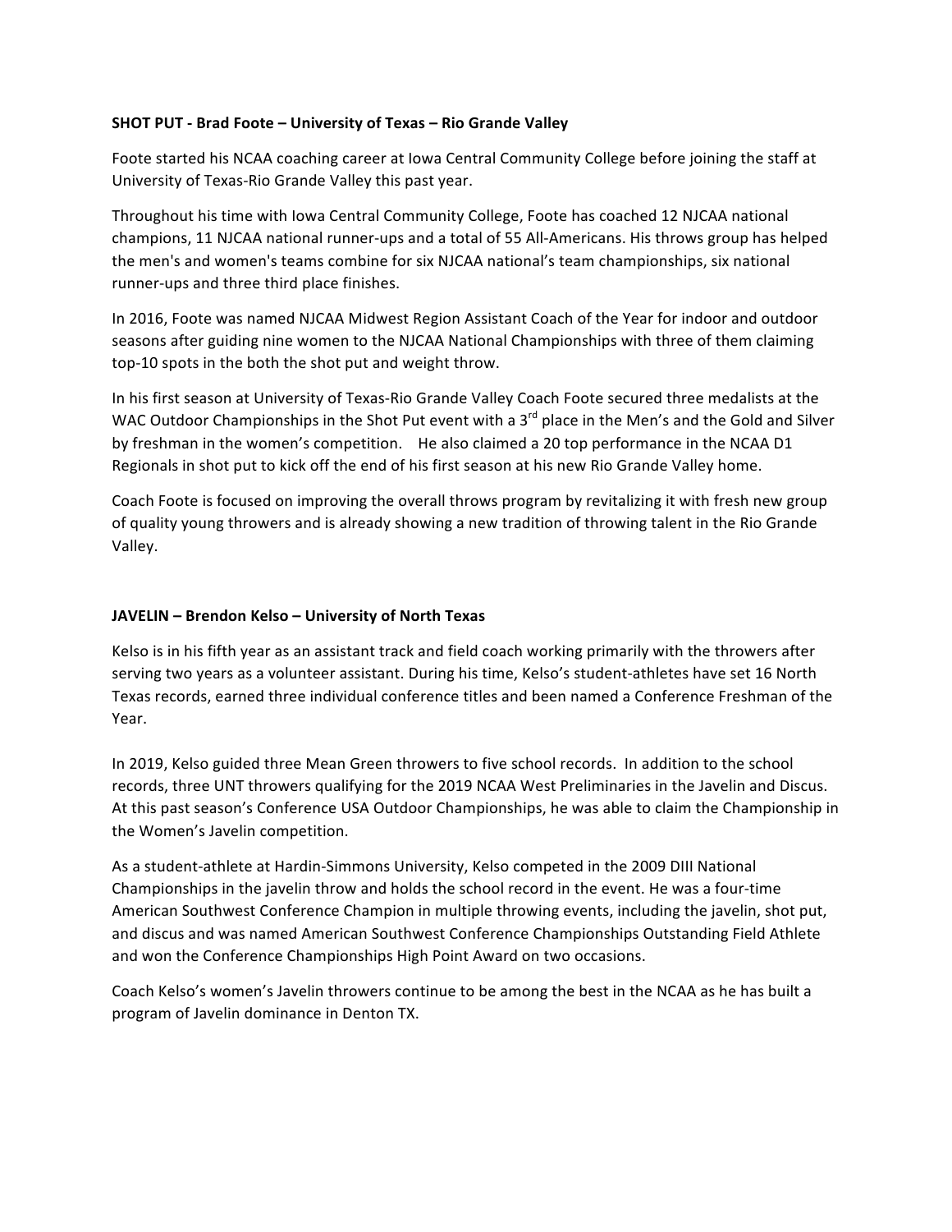**SHOT PUT - Brad Foote – University of Texas – Rio Grande Valley**

Foote started his NCAA coaching career at Iowa Central Community College before joining the staff at University of Texas-Rio Grande Valley this past year.

Throughout his time with Iowa Central Community College, Foote has coached 12 NJCAA national champions, 11 NJCAA national runner-ups and a total of 55 All-Americans. His throws group has helped the men's and women's teams combine for six NJCAA national's team championships, six national runner-ups and three third place finishes.

In 2016, Foote was named NJCAA Midwest Region Assistant Coach of the Year for indoor and outdoor seasons after guiding nine women to the NJCAA National Championships with three of them claiming top-10 spots in the both the shot put and weight throw.

In his first season at University of Texas-Rio Grande Valley Coach Foote secured three medalists at the WAC Outdoor Championships in the Shot Put event with a 3rd place in the Men's and the Gold and Silver by freshman in the women's competition. He also claimed a 20 top performance in the NCAA D1 Regionals in shot put to kick off the end of his first season at his new Rio Grande Valley home.

Coach Foote is focused on improving the overall throws program by revitalizing it with fresh new group of quality young throwers and is already showing a new tradition of throwing talent in the Rio Grande Valley.

**JAVELIN – Brendon Kelso – University of North Texas**

Kelso is in his fifth year as an assistant track and field coach working primarily with the throwers after serving two years as a volunteer assistant. During his time, Kelso's student-athletes have set 16 North Texas records, earned three individual conference titles and been named a Conference Freshman of the Year.

In 2019, Kelso guided three Mean Green throwers to five school records. In addition to the school records, three UNT throwers qualifying for the 2019 NCAA West Preliminaries in the Javelin and Discus. At this past season's Conference USA Outdoor Championships, he was able to claim the Championship in the Women's Javelin competition.

As a student-athlete at Hardin-Simmons University, Kelso competed in the 2009 DIII National Championships in the javelin throw and holds the school record in the event. He was a four-time American Southwest Conference Champion in multiple throwing events, including the javelin, shot put, and discus and was named American Southwest Conference Championships Outstanding Field Athlete and won the Conference Championships High Point Award on two occasions.

Coach Kelso's women's Javelin throwers continue to be among the best in the NCAA as he has built a program of Javelin dominance in Denton TX.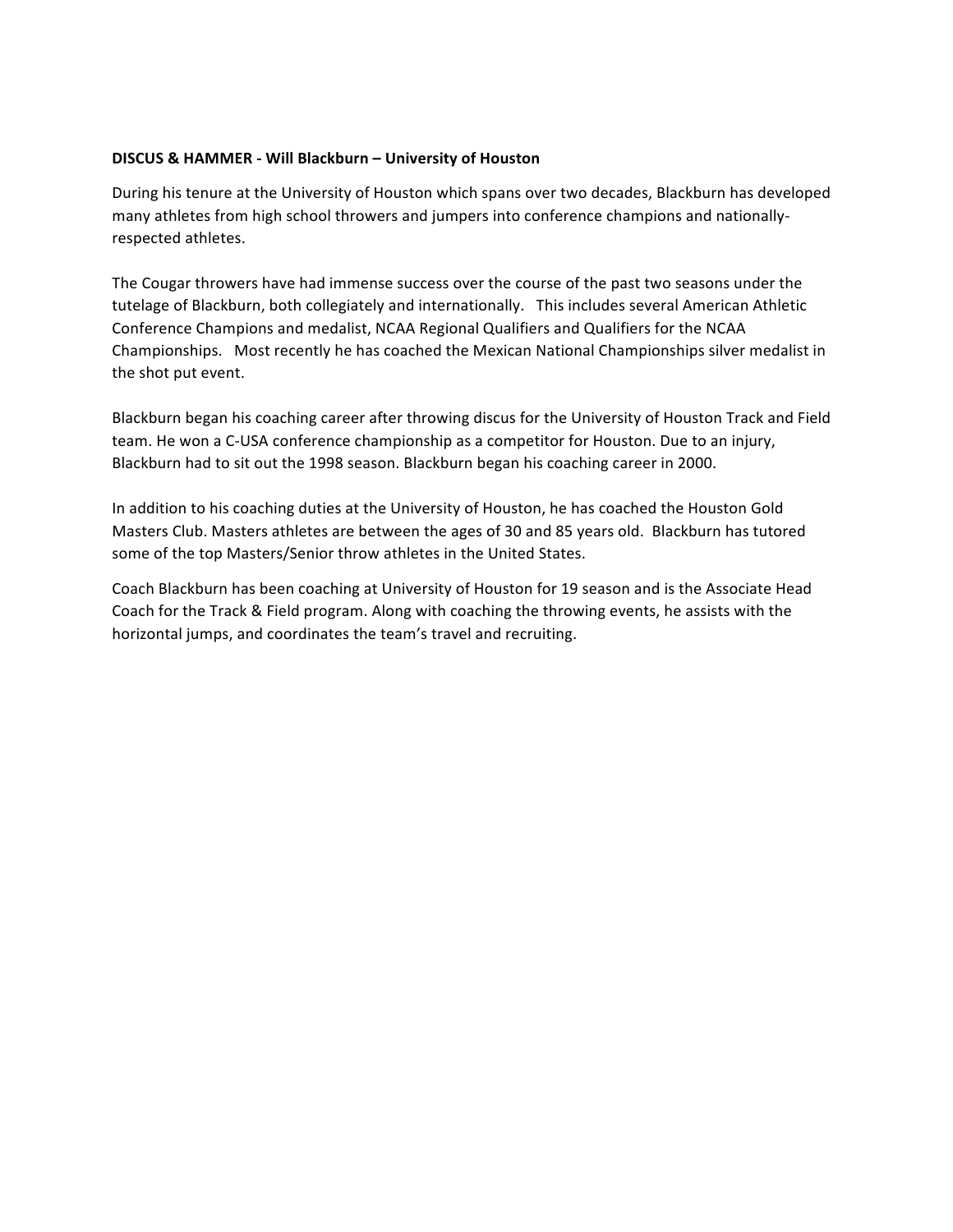**DISCUS & HAMMER - Will Blackburn – University of Houston**

During his tenure at the University of Houston which spans over two decades, Blackburn has developed many athletes from high school throwers and jumpers into conference champions and nationally-respected athletes.

The Cougar throwers have had immense success over the course of the past two seasons under the tutelage of Blackburn, both collegiately and internationally. This includes several American Athletic Conference Champions and medalist, NCAA Regional Qualifiers and Qualifiers for the NCAA Championships. Most recently he has coached the Mexican National Championships silver medalist in the shot put event.

Blackburn began his coaching career after throwing discus for the University of Houston Track and Field team. He won a C-USA conference championship as a competitor for Houston. Due to an injury, Blackburn had to sit out the 1998 season. Blackburn began his coaching career in 2000.

In addition to his coaching duties at the University of Houston, he has coached the Houston Gold Masters Club. Masters athletes are between the ages of 30 and 85 years old. Blackburn has tutored some of the top Masters/Senior throw athletes in the United States.

Coach Blackburn has been coaching at University of Houston for 19 season and is the Associate Head Coach for the Track & Field program. Along with coaching the throwing events, he assists with the horizontal jumps, and coordinates the team's travel and recruiting.